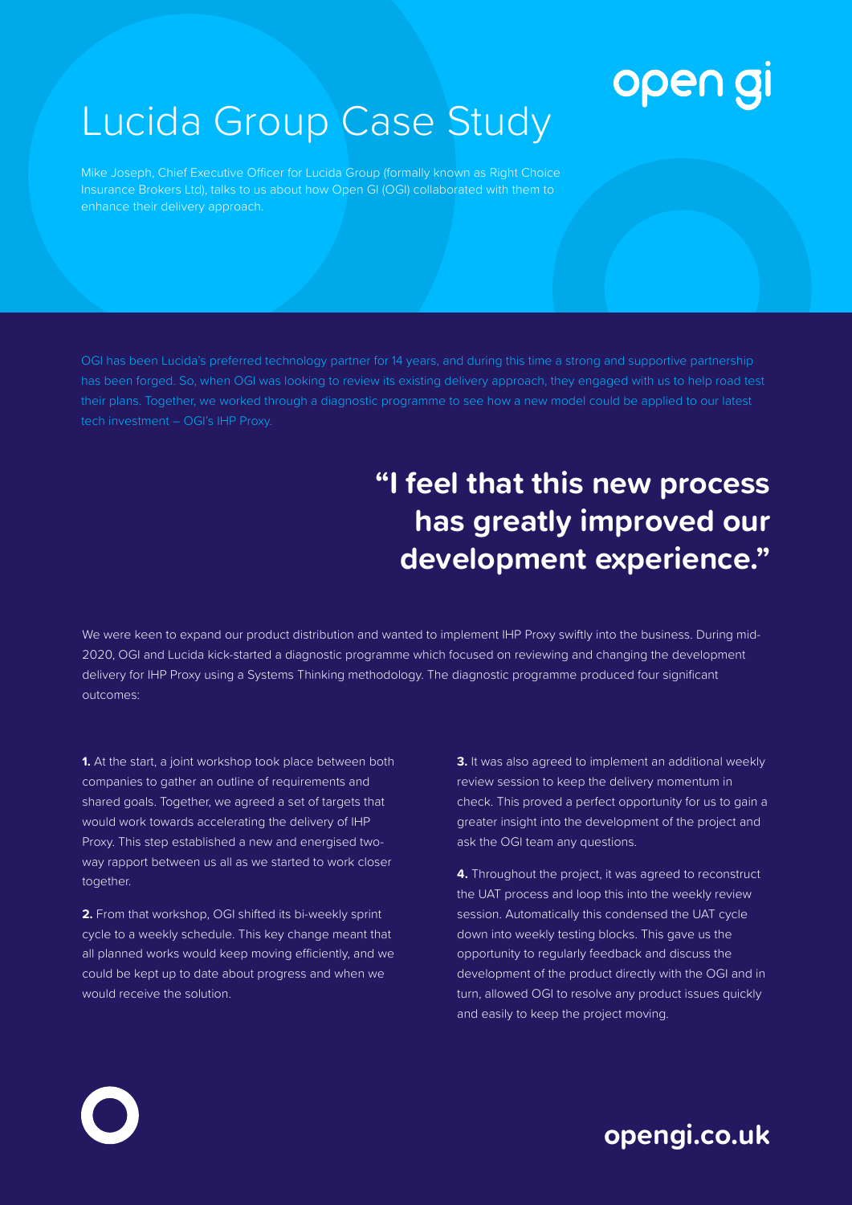# Lucida Group Case Study

Mike Joseph, Chief Executive Officer for Lucida Group (formally known as Right Choice Insurance Brokers Ltd), talks to us about how Open GI (OGI) collaborated with them to enhance their delivery approach.

OGI has been Lucida's preferred technology partner for 14 years, and during this time a strong and supportive partnership has been forged. So, when OGI was looking to review its existing delivery approach, they engaged with us to help road test their plans. Together, we worked through a diagnostic programme to see how a new model could be applied to our latest tech investment – OGI's IHP Proxy.

## "I feel that this new process has greatly improved our development experience."

We were keen to expand our product distribution and wanted to implement IHP Proxy swiftly into the business. During mid-2020, OGI and Lucida kick-started a diagnostic programme which focused on reviewing and changing the development delivery for IHP Proxy using a Systems Thinking methodology. The diagnostic programme produced four significant outcomes:

**1.** At the start, a joint workshop took place between both companies to gather an outline of requirements and shared goals. Together, we agreed a set of targets that would work towards accelerating the delivery of IHP Proxy. This step established a new and energised two-way rapport between us all as we started to work closer together.

**2.** From that workshop, OGI shifted its bi-weekly sprint cycle to a weekly schedule. This key change meant that all planned works would keep moving efficiently, and we could be kept up to date about progress and when we would receive the solution.

**3.** It was also agreed to implement an additional weekly review session to keep the delivery momentum in check. This proved a perfect opportunity for us to gain a greater insight into the development of the project and ask the OGI team any questions.

**4.** Throughout the project, it was agreed to reconstruct the UAT process and loop this into the weekly review session. Automatically this condensed the UAT cycle down into weekly testing blocks. This gave us the opportunity to regularly feedback and discuss the development of the product directly with the OGI and in turn, allowed OGI to resolve any product issues quickly and easily to keep the project moving.

**opengi.co.uk**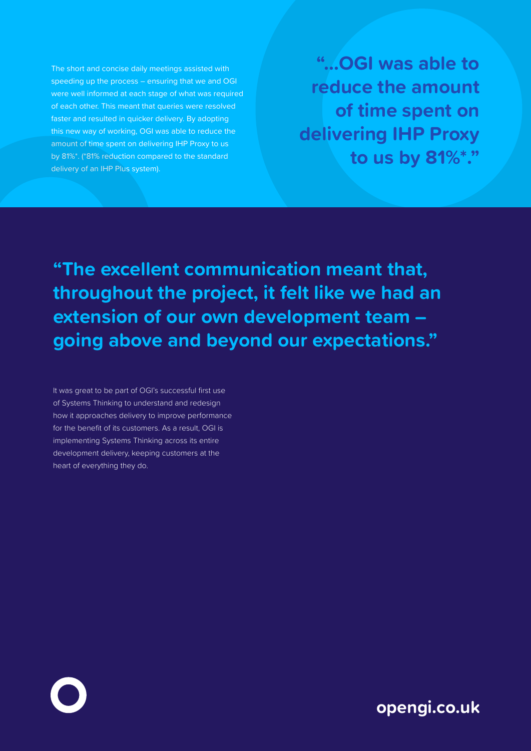The short and concise daily meetings assisted with speeding up the process – ensuring that we and OGI were well informed at each stage of what was required of each other. This meant that queries were resolved faster and resulted in quicker delivery. By adopting this new way of working, OGI was able to reduce the amount of time spent on delivering IHP Proxy to us by 81%*. (*81% reduction compared to the standard delivery of an IHP Plus system).

**"...OGI was able to reduce the amount of time spent on delivering IHP Proxy to us by 81%*."**

**"The excellent communication meant that, throughout the project, it felt like we had an extension of our own development team – going above and beyond our expectations."**

It was great to be part of OGI's successful first use of Systems Thinking to understand and redesign how it approaches delivery to improve performance for the benefit of its customers. As a result, OGI is implementing Systems Thinking across its entire development delivery, keeping customers at the heart of everything they do.

**opengi.co.uk**